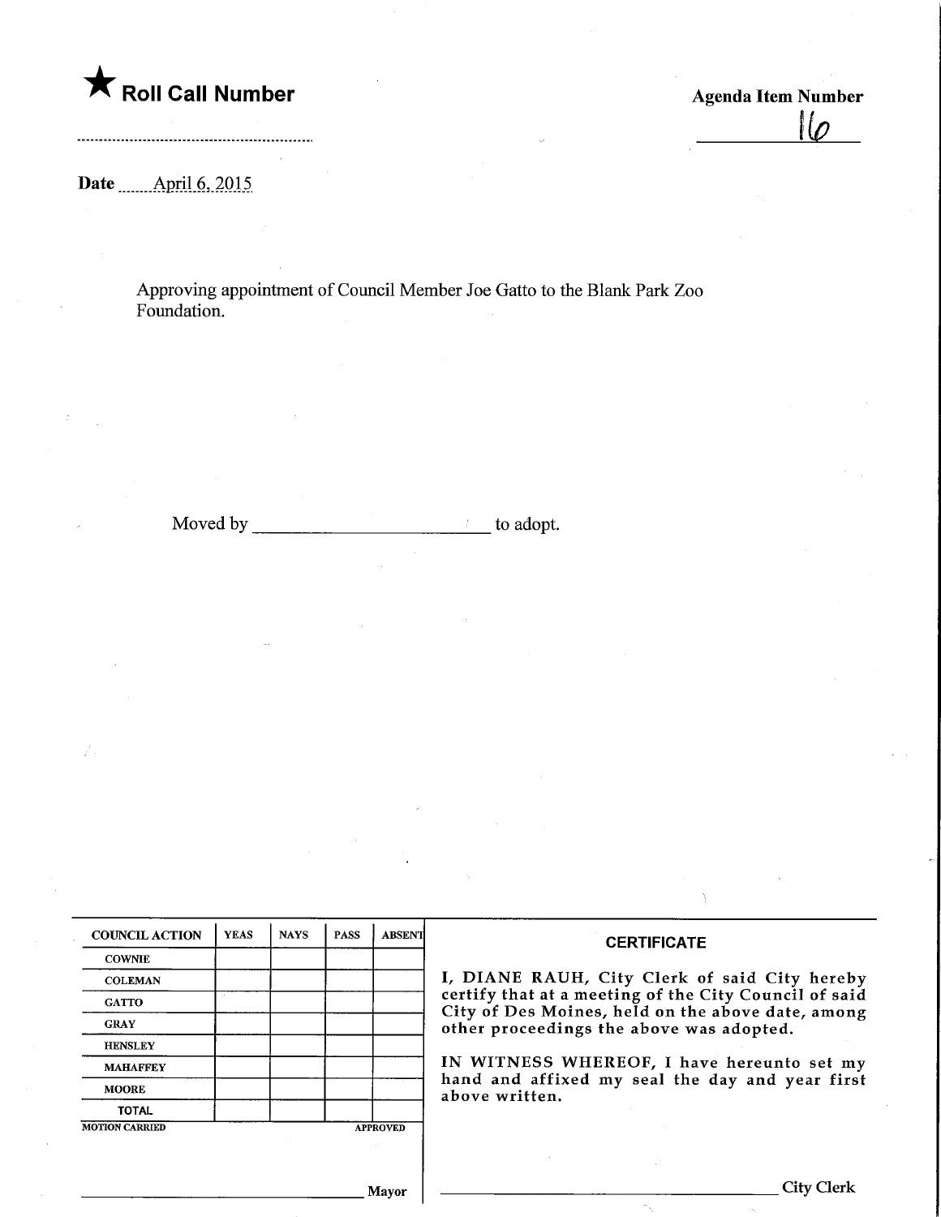★ **Roll Call Number**

.........................................................

**Agenda Item Number**

16

**Date** April 6, 2015

Approving appointment of Council Member Joe Gatto to the Blank Park Zoo Foundation.

Moved by ________________________ to adopt.

| COUNCIL ACTION | YEAS | NAYS | PASS | ABSENT |
|---|---|---|---|---|
| COWNIE | | | | |
| COLEMAN | | | | |
| GATTO | | | | |
| GRAY | | | | |
| HENSLEY | | | | |
| MAHAFFEY | | | | |
| MOORE | | | | |
| TOTAL | | | | |

MOTION CARRIED APPROVED

________________________ Mayor

**CERTIFICATE**

I, DIANE RAUH, City Clerk of said City hereby certify that at a meeting of the City Council of said City of Des Moines, held on the above date, among other proceedings the above was adopted.

IN WITNESS WHEREOF, I have hereunto set my hand and affixed my seal the day and year first above written.

________________________ City Clerk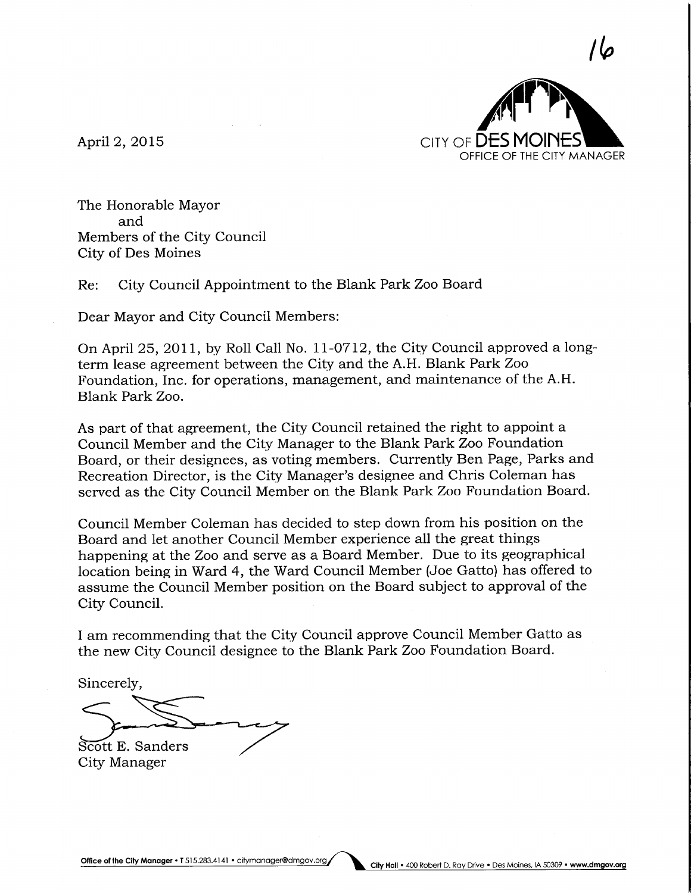April 2, 2015

CITY OF DES MOINES
OFFICE OF THE CITY MANAGER

The Honorable Mayor
and
Members of the City Council
City of Des Moines

Re: City Council Appointment to the Blank Park Zoo Board

Dear Mayor and City Council Members:

On April 25, 2011, by Roll Call No. 11-0712, the City Council approved a long-term lease agreement between the City and the A.H. Blank Park Zoo Foundation, Inc. for operations, management, and maintenance of the A.H. Blank Park Zoo.

As part of that agreement, the City Council retained the right to appoint a Council Member and the City Manager to the Blank Park Zoo Foundation Board, or their designees, as voting members. Currently Ben Page, Parks and Recreation Director, is the City Manager's designee and Chris Coleman has served as the City Council Member on the Blank Park Zoo Foundation Board.

Council Member Coleman has decided to step down from his position on the Board and let another Council Member experience all the great things happening at the Zoo and serve as a Board Member. Due to its geographical location being in Ward 4, the Ward Council Member (Joe Gatto) has offered to assume the Council Member position on the Board subject to approval of the City Council.

I am recommending that the City Council approve Council Member Gatto as the new City Council designee to the Blank Park Zoo Foundation Board.

Sincerely,

Scott E. Sanders
City Manager

Office of the City Manager • T 515.283.4141 • citymanager@dmgov.org City Hall • 400 Robert D. Ray Drive • Des Moines, IA 50309 • www.dmgov.org